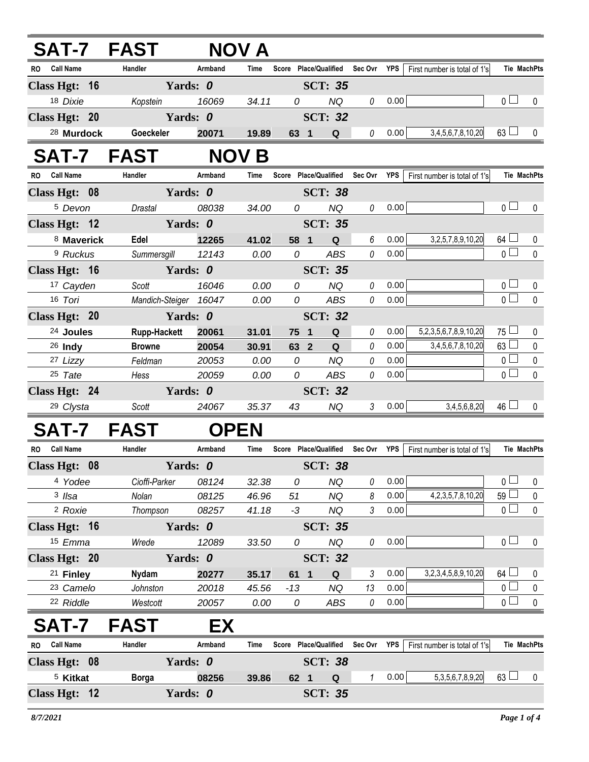## SAT-7 FAST NOV A

| RO | Call Name | Handler | Armband | Time | Score | Place/Qualified | | Sec Ovr | YPS | First number is total of 1's | Tie | MachPts |
|---|---|---|---|---|---|---|---|---|---|---|---|---|
| **Class Hgt: 16** | | **Yards: 0** | | | | **SCT: 35** | | | | | | |
| 18 | *Dixie* | *Kopstein* | *16069* | *34.11* | *0* | | *NQ* | *0* | 0.00 | | 0 | 0 |
| **Class Hgt: 20** | | **Yards: 0** | | | | **SCT: 32** | | | | | | |
| 28 | **Murdock** | **Goeckeler** | **20071** | **19.89** | **63** | **1** | **Q** | *0* | 0.00 | 3,4,5,6,7,8,10,20 | 63 | 0 |

## SAT-7 FAST NOV B

| RO | Call Name | Handler | Armband | Time | Score | Place/Qualified | | Sec Ovr | YPS | First number is total of 1's | Tie | MachPts |
|---|---|---|---|---|---|---|---|---|---|---|---|---|
| **Class Hgt: 08** | | **Yards: 0** | | | | **SCT: 38** | | | | | | |
| 5 | *Devon* | *Drastal* | *08038* | *34.00* | *0* | | *NQ* | *0* | 0.00 | | 0 | 0 |
| **Class Hgt: 12** | | **Yards: 0** | | | | **SCT: 35** | | | | | | |
| 8 | **Maverick** | **Edel** | **12265** | **41.02** | **58** | **1** | **Q** | *6* | 0.00 | 3,2,5,7,8,9,10,20 | 64 | 0 |
| 9 | *Ruckus* | *Summersgill* | *12143* | *0.00* | *0* | | *ABS* | *0* | 0.00 | | 0 | 0 |
| **Class Hgt: 16** | | **Yards: 0** | | | | **SCT: 35** | | | | | | |
| 17 | *Cayden* | *Scott* | *16046* | *0.00* | *0* | | *NQ* | *0* | 0.00 | | 0 | 0 |
| 16 | *Tori* | *Mandich-Steiger* | *16047* | *0.00* | *0* | | *ABS* | *0* | 0.00 | | 0 | 0 |
| **Class Hgt: 20** | | **Yards: 0** | | | | **SCT: 32** | | | | | | |
| 24 | **Joules** | **Rupp-Hackett** | **20061** | **31.01** | **75** | **1** | **Q** | *0* | 0.00 | 5,2,3,5,6,7,8,9,10,20 | 75 | 0 |
| 26 | **Indy** | **Browne** | **20054** | **30.91** | **63** | **2** | **Q** | *0* | 0.00 | 3,4,5,6,7,8,10,20 | 63 | 0 |
| 27 | *Lizzy* | *Feldman* | *20053* | *0.00* | *0* | | *NQ* | *0* | 0.00 | | 0 | 0 |
| 25 | *Tate* | *Hess* | *20059* | *0.00* | *0* | | *ABS* | *0* | 0.00 | | 0 | 0 |
| **Class Hgt: 24** | | **Yards: 0** | | | | **SCT: 32** | | | | | | |
| 29 | *Clysta* | *Scott* | *24067* | *35.37* | *43* | | *NQ* | *3* | 0.00 | 3,4,5,6,8,20 | 46 | 0 |

## SAT-7 FAST OPEN

| RO | Call Name | Handler | Armband | Time | Score | Place/Qualified | | Sec Ovr | YPS | First number is total of 1's | Tie | MachPts |
|---|---|---|---|---|---|---|---|---|---|---|---|---|
| **Class Hgt: 08** | | **Yards: 0** | | | | **SCT: 38** | | | | | | |
| 4 | *Yodee* | *Cioffi-Parker* | *08124* | *32.38* | *0* | | *NQ* | *0* | 0.00 | | 0 | 0 |
| 3 | *Ilsa* | *Nolan* | *08125* | *46.96* | *51* | | *NQ* | *8* | 0.00 | 4,2,3,5,7,8,10,20 | 59 | 0 |
| 2 | *Roxie* | *Thompson* | *08257* | *41.18* | *-3* | | *NQ* | *3* | 0.00 | | 0 | 0 |
| **Class Hgt: 16** | | **Yards: 0** | | | | **SCT: 35** | | | | | | |
| 15 | *Emma* | *Wrede* | *12089* | *33.50* | *0* | | *NQ* | *0* | 0.00 | | 0 | 0 |
| **Class Hgt: 20** | | **Yards: 0** | | | | **SCT: 32** | | | | | | |
| 21 | **Finley** | **Nydam** | **20277** | **35.17** | **61** | **1** | **Q** | *3* | 0.00 | 3,2,3,4,5,8,9,10,20 | 64 | 0 |
| 23 | *Camelo* | *Johnston* | *20018* | *45.56* | *-13* | | *NQ* | *13* | 0.00 | | 0 | 0 |
| 22 | *Riddle* | *Westcott* | *20057* | *0.00* | *0* | | *ABS* | *0* | 0.00 | | 0 | 0 |

## SAT-7 FAST EX

| RO | Call Name | Handler | Armband | Time | Score | Place/Qualified | | Sec Ovr | YPS | First number is total of 1's | Tie | MachPts |
|---|---|---|---|---|---|---|---|---|---|---|---|---|
| **Class Hgt: 08** | | **Yards: 0** | | | | **SCT: 38** | | | | | | |
| 5 | **Kitkat** | **Borga** | **08256** | **39.86** | **62** | **1** | **Q** | *1* | 0.00 | 5,3,5,6,7,8,9,20 | 63 | 0 |
| **Class Hgt: 12** | | **Yards: 0** | | | | **SCT: 35** | | | | | | |

*8/7/2021*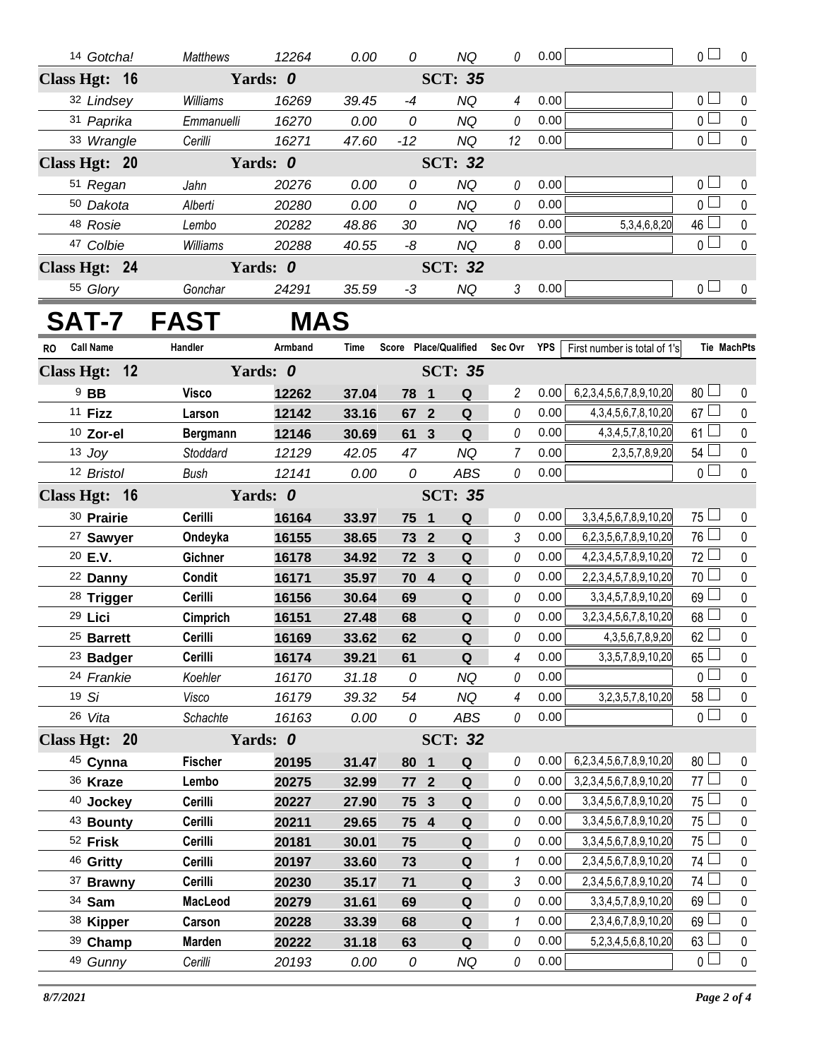| RO | Call Name | Handler | Armband | Time | Score | Place/Qualified | Sec Ovr | YPS | First number is total of 1's | Tie | MachPts |
|---|---|---|---|---|---|---|---|---|---|---|---|
| 14 | Gotcha! | Matthews | 12264 | 0.00 | 0 | NQ | 0 | 0.00 | | 0 | 0 |
| **Class Hgt: 16** | | **Yards: 0** | | | | **SCT: 35** | | | | | |
| 32 | Lindsey | Williams | 16269 | 39.45 | -4 | NQ | 4 | 0.00 | | 0 | 0 |
| 31 | Paprika | Emmanuelli | 16270 | 0.00 | 0 | NQ | 0 | 0.00 | | 0 | 0 |
| 33 | Wrangle | Cerilli | 16271 | 47.60 | -12 | NQ | 12 | 0.00 | | 0 | 0 |
| **Class Hgt: 20** | | **Yards: 0** | | | | **SCT: 32** | | | | | |
| 51 | Regan | Jahn | 20276 | 0.00 | 0 | NQ | 0 | 0.00 | | 0 | 0 |
| 50 | Dakota | Alberti | 20280 | 0.00 | 0 | NQ | 0 | 0.00 | | 0 | 0 |
| 48 | Rosie | Lembo | 20282 | 48.86 | 30 | NQ | 16 | 0.00 | 5,3,4,6,8,20 | 46 | 0 |
| 47 | Colbie | Williams | 20288 | 40.55 | -8 | NQ | 8 | 0.00 | | 0 | 0 |
| **Class Hgt: 24** | | **Yards: 0** | | | | **SCT: 32** | | | | | |
| 55 | Glory | Gonchar | 24291 | 35.59 | -3 | NQ | 3 | 0.00 | | 0 | 0 |

# SAT-7 FAST MAS

| RO | Call Name | Handler | Armband | Time | Score | Place/Qualified | Sec Ovr | YPS | First number is total of 1's | Tie | MachPts |
|---|---|---|---|---|---|---|---|---|---|---|---|
| **Class Hgt: 12** | | **Yards: 0** | | | | **SCT: 35** | | | | | |
| 9 | **BB** | **Visco** | **12262** | **37.04** | **78 1** | **Q** | 2 | 0.00 | 6,2,3,4,5,6,7,8,9,10,20 | 80 | 0 |
| 11 | **Fizz** | **Larson** | **12142** | **33.16** | **67 2** | **Q** | 0 | 0.00 | 4,3,4,5,6,7,8,10,20 | 67 | 0 |
| 10 | **Zor-el** | **Bergmann** | **12146** | **30.69** | **61 3** | **Q** | 0 | 0.00 | 4,3,4,5,7,8,10,20 | 61 | 0 |
| 13 | Joy | Stoddard | 12129 | 42.05 | 47 | NQ | 7 | 0.00 | 2,3,5,7,8,9,20 | 54 | 0 |
| 12 | Bristol | Bush | 12141 | 0.00 | 0 | ABS | 0 | 0.00 | | 0 | 0 |
| **Class Hgt: 16** | | **Yards: 0** | | | | **SCT: 35** | | | | | |
| 30 | **Prairie** | **Cerilli** | **16164** | **33.97** | **75 1** | **Q** | 0 | 0.00 | 3,3,4,5,6,7,8,9,10,20 | 75 | 0 |
| 27 | **Sawyer** | **Ondeyka** | **16155** | **38.65** | **73 2** | **Q** | 3 | 0.00 | 6,2,3,5,6,7,8,9,10,20 | 76 | 0 |
| 20 | **E.V.** | **Gichner** | **16178** | **34.92** | **72 3** | **Q** | 0 | 0.00 | 4,2,3,4,5,7,8,9,10,20 | 72 | 0 |
| 22 | **Danny** | **Condit** | **16171** | **35.97** | **70 4** | **Q** | 0 | 0.00 | 2,2,3,4,5,7,8,9,10,20 | 70 | 0 |
| 28 | **Trigger** | **Cerilli** | **16156** | **30.64** | **69** | **Q** | 0 | 0.00 | 3,3,4,5,7,8,9,10,20 | 69 | 0 |
| 29 | **Lici** | **Cimprich** | **16151** | **27.48** | **68** | **Q** | 0 | 0.00 | 3,2,3,4,5,6,7,8,10,20 | 68 | 0 |
| 25 | **Barrett** | **Cerilli** | **16169** | **33.62** | **62** | **Q** | 0 | 0.00 | 4,3,5,6,7,8,9,20 | 62 | 0 |
| 23 | **Badger** | **Cerilli** | **16174** | **39.21** | **61** | **Q** | 4 | 0.00 | 3,3,5,7,8,9,10,20 | 65 | 0 |
| 24 | Frankie | Koehler | 16170 | 31.18 | 0 | NQ | 0 | 0.00 | | 0 | 0 |
| 19 | Si | Visco | 16179 | 39.32 | 54 | NQ | 4 | 0.00 | 3,2,3,5,7,8,10,20 | 58 | 0 |
| 26 | Vita | Schachte | 16163 | 0.00 | 0 | ABS | 0 | 0.00 | | 0 | 0 |
| **Class Hgt: 20** | | **Yards: 0** | | | | **SCT: 32** | | | | | |
| 45 | **Cynna** | **Fischer** | **20195** | **31.47** | **80 1** | **Q** | 0 | 0.00 | 6,2,3,4,5,6,7,8,9,10,20 | 80 | 0 |
| 36 | **Kraze** | **Lembo** | **20275** | **32.99** | **77 2** | **Q** | 0 | 0.00 | 3,2,3,4,5,6,7,8,9,10,20 | 77 | 0 |
| 40 | **Jockey** | **Cerilli** | **20227** | **27.90** | **75 3** | **Q** | 0 | 0.00 | 3,3,4,5,6,7,8,9,10,20 | 75 | 0 |
| 43 | **Bounty** | **Cerilli** | **20211** | **29.65** | **75 4** | **Q** | 0 | 0.00 | 3,3,4,5,6,7,8,9,10,20 | 75 | 0 |
| 52 | **Frisk** | **Cerilli** | **20181** | **30.01** | **75** | **Q** | 0 | 0.00 | 3,3,4,5,6,7,8,9,10,20 | 75 | 0 |
| 46 | **Gritty** | **Cerilli** | **20197** | **33.60** | **73** | **Q** | 1 | 0.00 | 2,3,4,5,6,7,8,9,10,20 | 74 | 0 |
| 37 | **Brawny** | **Cerilli** | **20230** | **35.17** | **71** | **Q** | 3 | 0.00 | 2,3,4,5,6,7,8,9,10,20 | 74 | 0 |
| 34 | **Sam** | **MacLeod** | **20279** | **31.61** | **69** | **Q** | 0 | 0.00 | 3,3,4,5,7,8,9,10,20 | 69 | 0 |
| 38 | **Kipper** | **Carson** | **20228** | **33.39** | **68** | **Q** | 1 | 0.00 | 2,3,4,6,7,8,9,10,20 | 69 | 0 |
| 39 | **Champ** | **Marden** | **20222** | **31.18** | **63** | **Q** | 0 | 0.00 | 5,2,3,4,5,6,8,10,20 | 63 | 0 |
| 49 | Gunny | Cerilli | 20193 | 0.00 | 0 | NQ | 0 | 0.00 | | 0 | 0 |

8/7/2021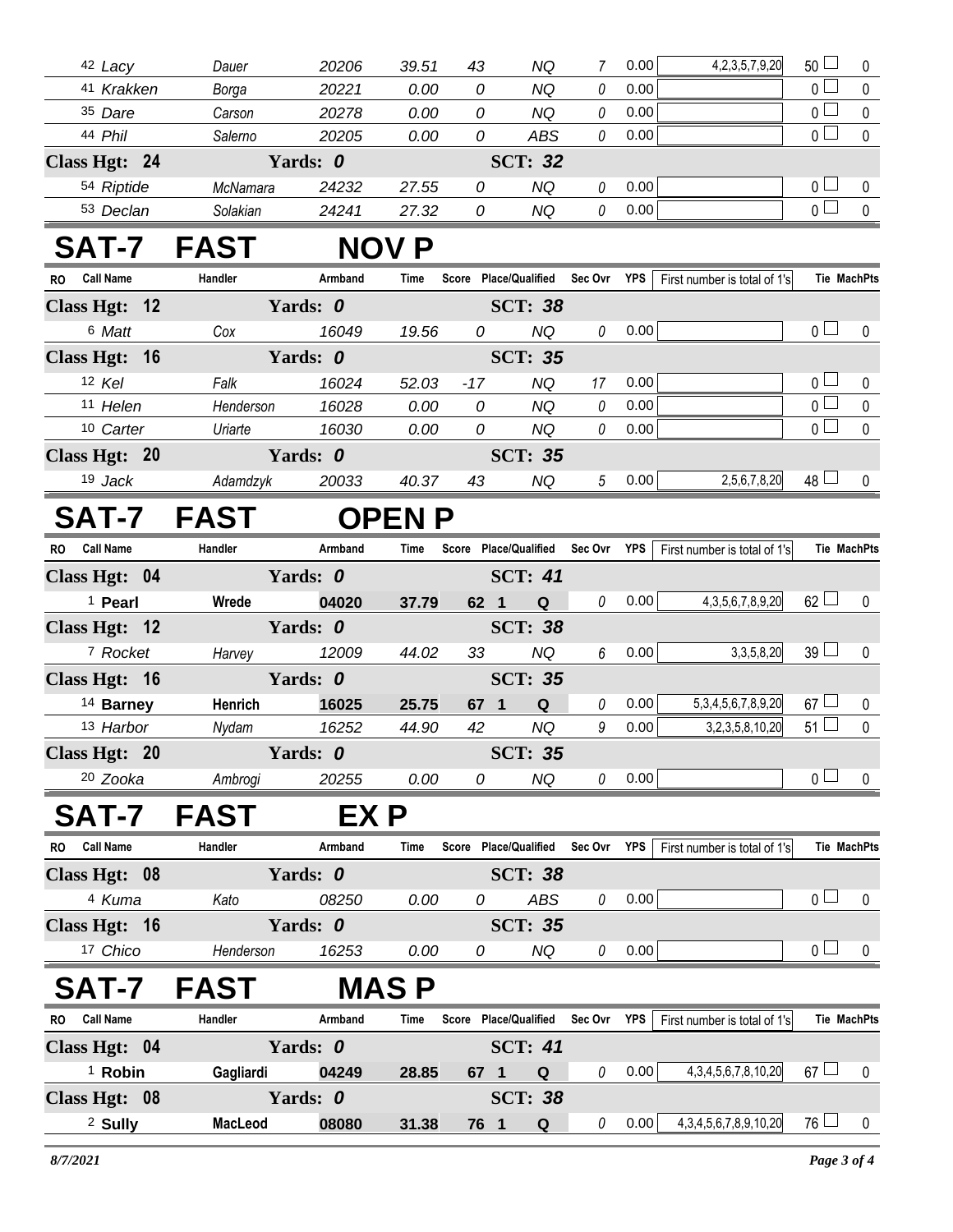| RO | Call Name | Handler | Armband | Time | Score | Place/Qualified | Sec Ovr | YPS | First number is total of 1's | Tie | MachPts |
|---|---|---|---|---|---|---|---|---|---|---|---|
| 42 | Lacy | Dauer | 20206 | 39.51 | 43 | NQ | 7 | 0.00 | 4,2,3,5,7,9,20 | 50 | 0 |
| 41 | Krakken | Borga | 20221 | 0.00 | 0 | NQ | 0 | 0.00 | | 0 | 0 |
| 35 | Dare | Carson | 20278 | 0.00 | 0 | NQ | 0 | 0.00 | | 0 | 0 |
| 44 | Phil | Salerno | 20205 | 0.00 | 0 | ABS | 0 | 0.00 | | 0 | 0 |
| **Class Hgt: 24** | | **Yards: 0** | | | | **SCT: 32** | | | | | |
| 54 | Riptide | McNamara | 24232 | 27.55 | 0 | NQ | 0 | 0.00 | | 0 | 0 |
| 53 | Declan | Solakian | 24241 | 27.32 | 0 | NQ | 0 | 0.00 | | 0 | 0 |

# SAT-7 FAST NOV P

| RO | Call Name | Handler | Armband | Time | Score | Place/Qualified | Sec Ovr | YPS | First number is total of 1's | Tie | MachPts |
|---|---|---|---|---|---|---|---|---|---|---|---|
| **Class Hgt: 12** | | **Yards: 0** | | | | **SCT: 38** | | | | | |
| 6 | Matt | Cox | 16049 | 19.56 | 0 | NQ | 0 | 0.00 | | 0 | 0 |
| **Class Hgt: 16** | | **Yards: 0** | | | | **SCT: 35** | | | | | |
| 12 | Kel | Falk | 16024 | 52.03 | -17 | NQ | 17 | 0.00 | | 0 | 0 |
| 11 | Helen | Henderson | 16028 | 0.00 | 0 | NQ | 0 | 0.00 | | 0 | 0 |
| 10 | Carter | Uriarte | 16030 | 0.00 | 0 | NQ | 0 | 0.00 | | 0 | 0 |
| **Class Hgt: 20** | | **Yards: 0** | | | | **SCT: 35** | | | | | |
| 19 | Jack | Adamdzyk | 20033 | 40.37 | 43 | NQ | 5 | 0.00 | 2,5,6,7,8,20 | 48 | 0 |

# SAT-7 FAST OPEN P

| RO | Call Name | Handler | Armband | Time | Score | Place/Qualified | Sec Ovr | YPS | First number is total of 1's | Tie | MachPts |
|---|---|---|---|---|---|---|---|---|---|---|---|
| **Class Hgt: 04** | | **Yards: 0** | | | | **SCT: 41** | | | | | |
| 1 | **Pearl** | **Wrede** | **04020** | **37.79** | **62** | **1 Q** | 0 | 0.00 | 4,3,5,6,7,8,9,20 | 62 | 0 |
| **Class Hgt: 12** | | **Yards: 0** | | | | **SCT: 38** | | | | | |
| 7 | Rocket | Harvey | 12009 | 44.02 | 33 | NQ | 6 | 0.00 | 3,3,5,8,20 | 39 | 0 |
| **Class Hgt: 16** | | **Yards: 0** | | | | **SCT: 35** | | | | | |
| 14 | **Barney** | **Henrich** | **16025** | **25.75** | **67** | **1 Q** | 0 | 0.00 | 5,3,4,5,6,7,8,9,20 | 67 | 0 |
| 13 | Harbor | Nydam | 16252 | 44.90 | 42 | NQ | 9 | 0.00 | 3,2,3,5,8,10,20 | 51 | 0 |
| **Class Hgt: 20** | | **Yards: 0** | | | | **SCT: 35** | | | | | |
| 20 | Zooka | Ambrogi | 20255 | 0.00 | 0 | NQ | 0 | 0.00 | | 0 | 0 |

# SAT-7 FAST EX P

| RO | Call Name | Handler | Armband | Time | Score | Place/Qualified | Sec Ovr | YPS | First number is total of 1's | Tie | MachPts |
|---|---|---|---|---|---|---|---|---|---|---|---|
| **Class Hgt: 08** | | **Yards: 0** | | | | **SCT: 38** | | | | | |
| 4 | Kuma | Kato | 08250 | 0.00 | 0 | ABS | 0 | 0.00 | | 0 | 0 |
| **Class Hgt: 16** | | **Yards: 0** | | | | **SCT: 35** | | | | | |
| 17 | Chico | Henderson | 16253 | 0.00 | 0 | NQ | 0 | 0.00 | | 0 | 0 |

# SAT-7 FAST MAS P

| RO | Call Name | Handler | Armband | Time | Score | Place/Qualified | Sec Ovr | YPS | First number is total of 1's | Tie | MachPts |
|---|---|---|---|---|---|---|---|---|---|---|---|
| **Class Hgt: 04** | | **Yards: 0** | | | | **SCT: 41** | | | | | |
| 1 | **Robin** | **Gagliardi** | **04249** | **28.85** | **67** | **1 Q** | 0 | 0.00 | 4,3,4,5,6,7,8,10,20 | 67 | 0 |
| **Class Hgt: 08** | | **Yards: 0** | | | | **SCT: 38** | | | | | |
| 2 | **Sully** | **MacLeod** | **08080** | **31.38** | **76** | **1 Q** | 0 | 0.00 | 4,3,4,5,6,7,8,9,10,20 | 76 | 0 |

*8/7/2021*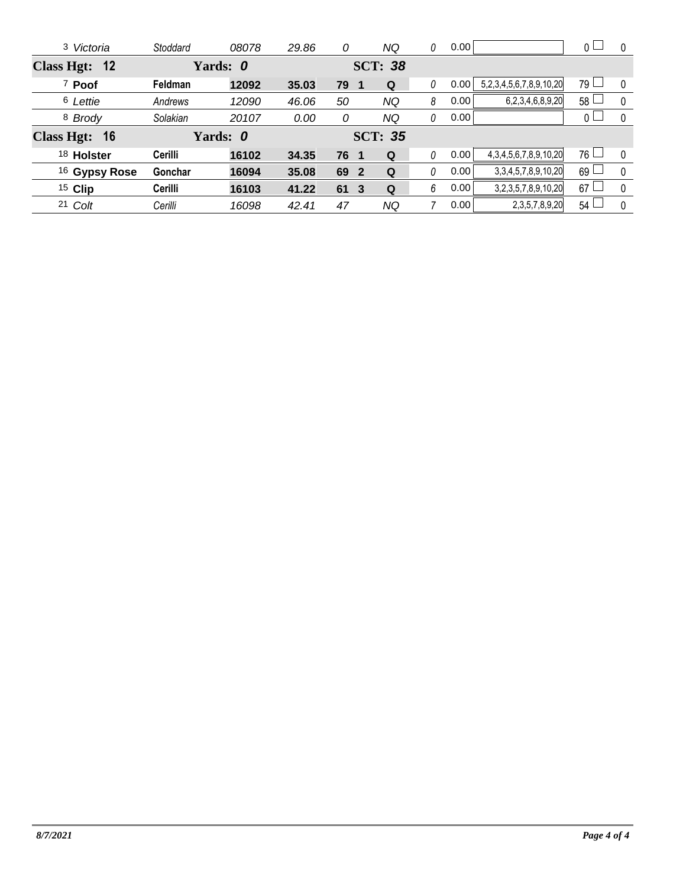| | | | | | | | | | | | |
|---|---|---|---|---|---|---|---|---|---|---|---|
| 3 *Victoria* | *Stoddard* | *08078* | *29.86* | *0* | | *NQ* | *0* | 0.00 | | 0 | 0 |
| **Class Hgt: 12** | | **Yards: 0** | | | | **SCT: 38** | | | | | |
| 7 **Poof** | **Feldman** | **12092** | **35.03** | **79** | **1** | **Q** | *0* | 0.00 | 5,2,3,4,5,6,7,8,9,10,20 | 79 | 0 |
| 6 *Lettie* | *Andrews* | *12090* | *46.06* | *50* | | *NQ* | *8* | 0.00 | 6,2,3,4,6,8,9,20 | 58 | 0 |
| 8 *Brody* | *Solakian* | *20107* | *0.00* | *0* | | *NQ* | *0* | 0.00 | | 0 | 0 |
| **Class Hgt: 16** | | **Yards: 0** | | | | **SCT: 35** | | | | | |
| 18 **Holster** | **Cerilli** | **16102** | **34.35** | **76** | **1** | **Q** | *0* | 0.00 | 4,3,4,5,6,7,8,9,10,20 | 76 | 0 |
| 16 **Gypsy Rose** | **Gonchar** | **16094** | **35.08** | **69** | **2** | **Q** | *0* | 0.00 | 3,3,4,5,7,8,9,10,20 | 69 | 0 |
| 15 **Clip** | **Cerilli** | **16103** | **41.22** | **61** | **3** | **Q** | *6* | 0.00 | 3,2,3,5,7,8,9,10,20 | 67 | 0 |
| 21 *Colt* | *Cerilli* | *16098* | *42.41* | *47* | | *NQ* | *7* | 0.00 | 2,3,5,7,8,9,20 | 54 | 0 |

*8/7/2021*